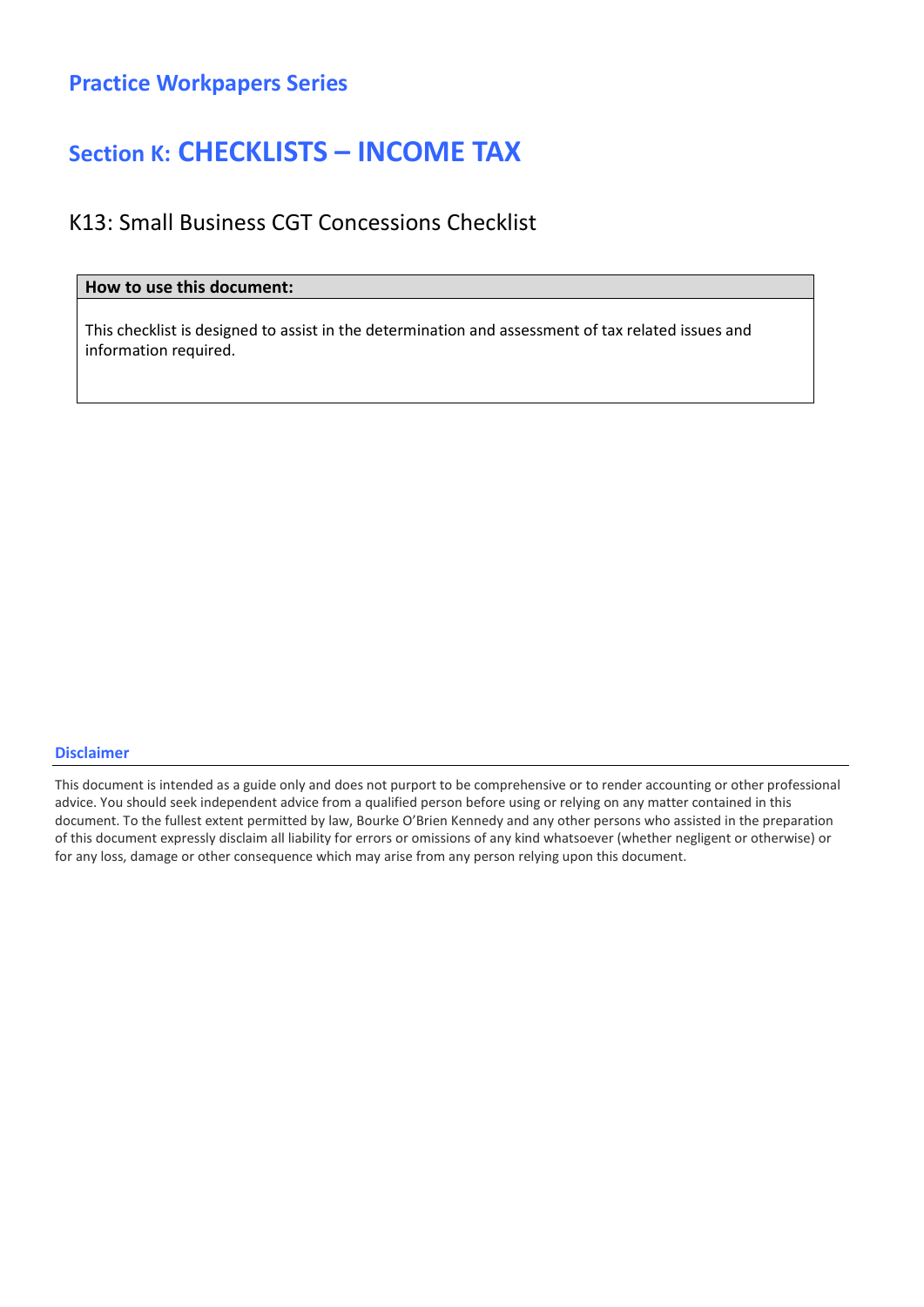# Practice Workpapers Series

## Section K: CHECKLISTS – INCOME TAX

### K13: Small Business CGT Concessions Checklist

| How to use this document: |
| --- |
| This checklist is designed to assist in the determination and assessment of tax related issues and information required. |

**Disclaimer**

This document is intended as a guide only and does not purport to be comprehensive or to render accounting or other professional advice. You should seek independent advice from a qualified person before using or relying on any matter contained in this document. To the fullest extent permitted by law, Bourke O'Brien Kennedy and any other persons who assisted in the preparation of this document expressly disclaim all liability for errors or omissions of any kind whatsoever (whether negligent or otherwise) or for any loss, damage or other consequence which may arise from any person relying upon this document.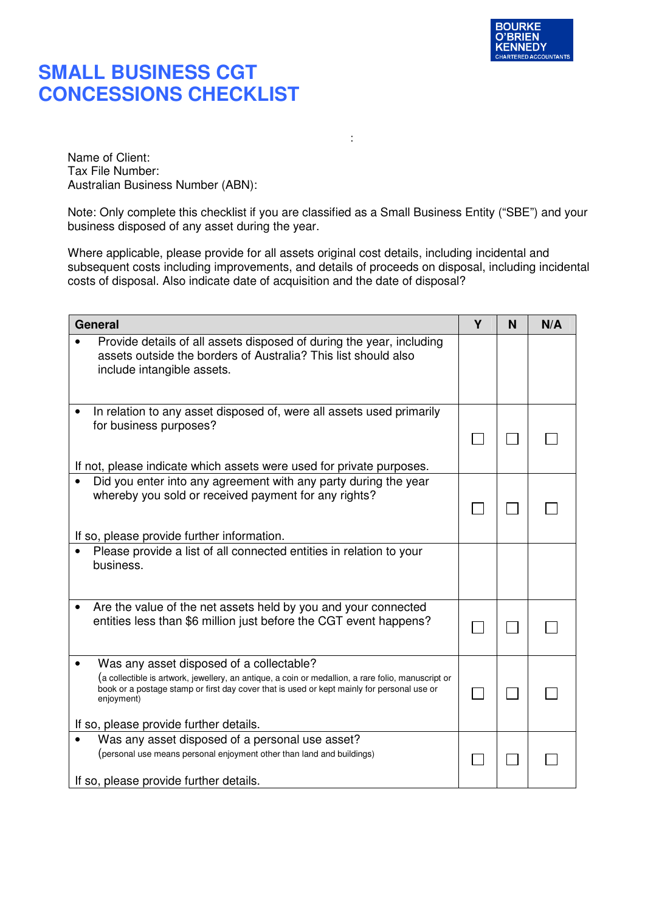BOURKE O'BRIEN KENNEDY CHARTERED ACCOUNTANTS

# SMALL BUSINESS CGT CONCESSIONS CHECKLIST

:

Name of Client:
Tax File Number:
Australian Business Number (ABN):

Note: Only complete this checklist if you are classified as a Small Business Entity ("SBE") and your business disposed of any asset during the year.

Where applicable, please provide for all assets original cost details, including incidental and subsequent costs including improvements, and details of proceeds on disposal, including incidental costs of disposal. Also indicate date of acquisition and the date of disposal?

| General | Y | N | N/A |
|---|---|---|---|
| • Provide details of all assets disposed of during the year, including assets outside the borders of Australia? This list should also include intangible assets. | | | |
| • In relation to any asset disposed of, were all assets used primarily for business purposes?<br><br>If not, please indicate which assets were used for private purposes. | ☐ | ☐ | ☐ |
| • Did you enter into any agreement with any party during the year whereby you sold or received payment for any rights?<br><br>If so, please provide further information. | ☐ | ☐ | ☐ |
| • Please provide a list of all connected entities in relation to your business. | | | |
| • Are the value of the net assets held by you and your connected entities less than $6 million just before the CGT event happens? | ☐ | ☐ | ☐ |
| • Was any asset disposed of a collectable?<br>(a collectible is artwork, jewellery, an antique, a coin or medallion, a rare folio, manuscript or book or a postage stamp or first day cover that is used or kept mainly for personal use or enjoyment)<br><br>If so, please provide further details. | ☐ | ☐ | ☐ |
| • Was any asset disposed of a personal use asset?<br>(personal use means personal enjoyment other than land and buildings)<br><br>If so, please provide further details. | ☐ | ☐ | ☐ |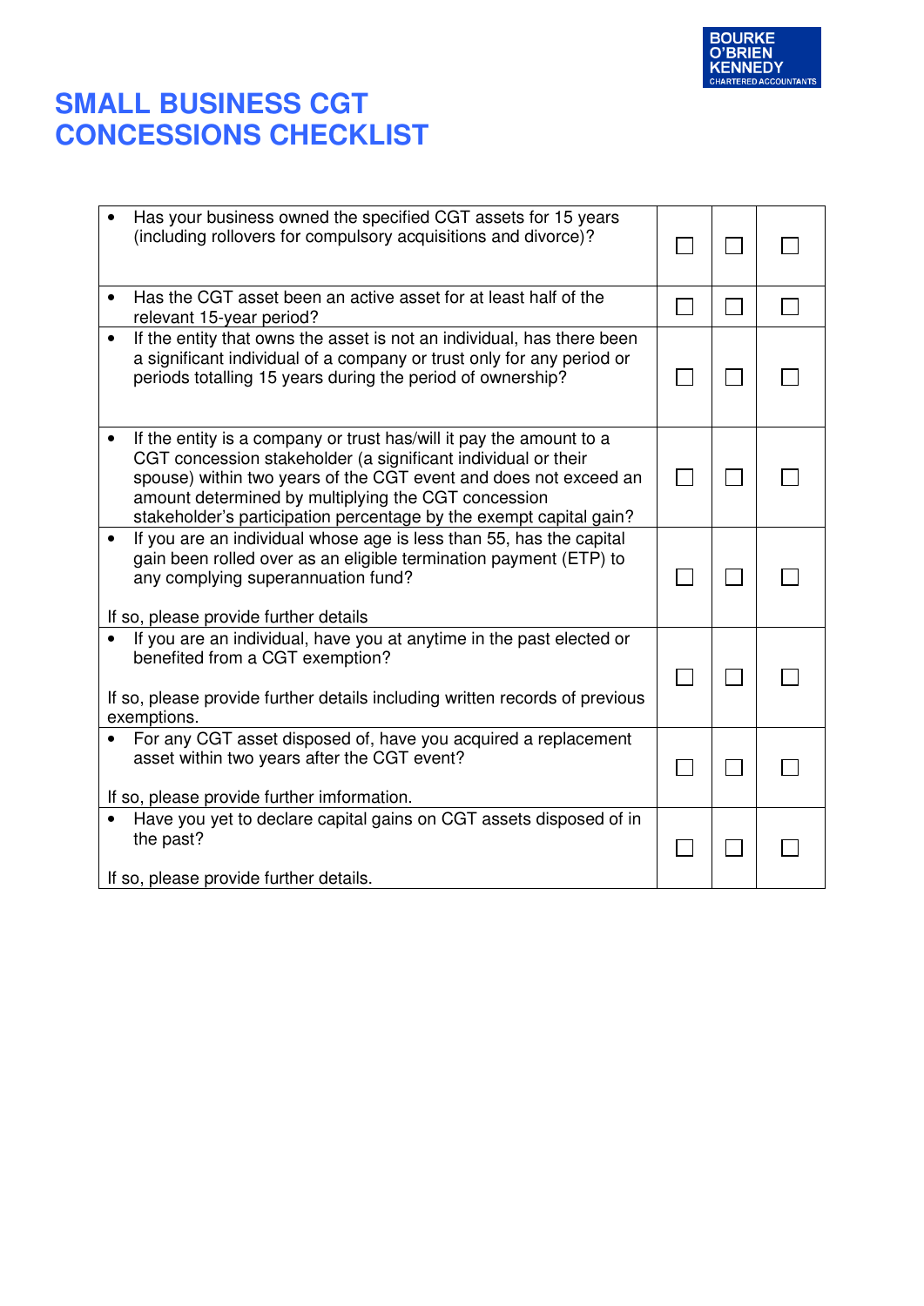BOURKE O'BRIEN KENNEDY CHARTERED ACCOUNTANTS

# SMALL BUSINESS CGT CONCESSIONS CHECKLIST

| | | | |
|---|---|---|---|
| • Has your business owned the specified CGT assets for 15 years (including rollovers for compulsory acquisitions and divorce)? | ☐ | ☐ | ☐ |
| • Has the CGT asset been an active asset for at least half of the relevant 15-year period? | ☐ | ☐ | ☐ |
| • If the entity that owns the asset is not an individual, has there been a significant individual of a company or trust only for any period or periods totalling 15 years during the period of ownership? | ☐ | ☐ | ☐ |
| • If the entity is a company or trust has/will it pay the amount to a CGT concession stakeholder (a significant individual or their spouse) within two years of the CGT event and does not exceed an amount determined by multiplying the CGT concession stakeholder's participation percentage by the exempt capital gain? | ☐ | ☐ | ☐ |
| • If you are an individual whose age is less than 55, has the capital gain been rolled over as an eligible termination payment (ETP) to any complying superannuation fund?<br><br>If so, please provide further details | ☐ | ☐ | ☐ |
| • If you are an individual, have you at anytime in the past elected or benefited from a CGT exemption?<br><br>If so, please provide further details including written records of previous exemptions. | ☐ | ☐ | ☐ |
| • For any CGT asset disposed of, have you acquired a replacement asset within two years after the CGT event?<br><br>If so, please provide further imformation. | ☐ | ☐ | ☐ |
| • Have you yet to declare capital gains on CGT assets disposed of in the past?<br><br>If so, please provide further details. | ☐ | ☐ | ☐ |